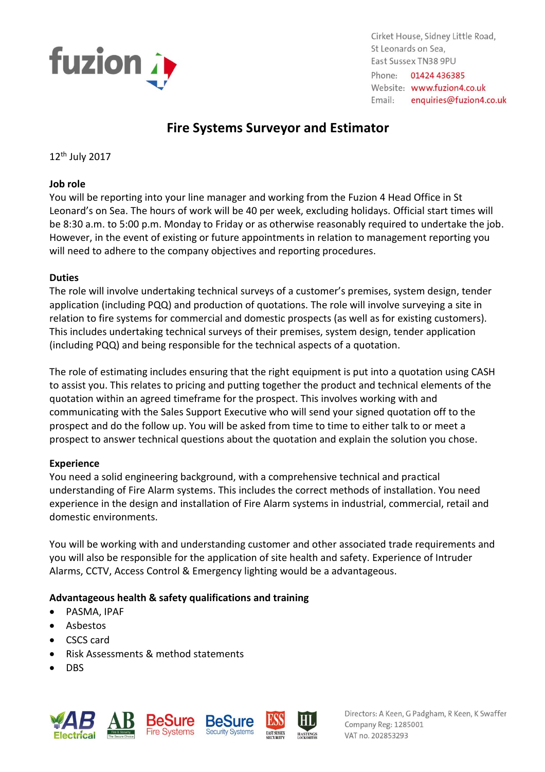fuzion 4

Cirket House, Sidney Little Road,
St Leonards on Sea,
East Sussex TN38 9PU
Phone: 01424 436385
Website: www.fuzion4.co.uk
Email: enquiries@fuzion4.co.uk

# Fire Systems Surveyor and Estimator

12th July 2017

**Job role**

You will be reporting into your line manager and working from the Fuzion 4 Head Office in St Leonard's on Sea. The hours of work will be 40 per week, excluding holidays. Official start times will be 8:30 a.m. to 5:00 p.m. Monday to Friday or as otherwise reasonably required to undertake the job. However, in the event of existing or future appointments in relation to management reporting you will need to adhere to the company objectives and reporting procedures.

**Duties**

The role will involve undertaking technical surveys of a customer's premises, system design, tender application (including PQQ) and production of quotations. The role will involve surveying a site in relation to fire systems for commercial and domestic prospects (as well as for existing customers). This includes undertaking technical surveys of their premises, system design, tender application (including PQQ) and being responsible for the technical aspects of a quotation.

The role of estimating includes ensuring that the right equipment is put into a quotation using CASH to assist you. This relates to pricing and putting together the product and technical elements of the quotation within an agreed timeframe for the prospect. This involves working with and communicating with the Sales Support Executive who will send your signed quotation off to the prospect and do the follow up. You will be asked from time to time to either talk to or meet a prospect to answer technical questions about the quotation and explain the solution you chose.

**Experience**

You need a solid engineering background, with a comprehensive technical and practical understanding of Fire Alarm systems. This includes the correct methods of installation. You need experience in the design and installation of Fire Alarm systems in industrial, commercial, retail and domestic environments.

You will be working with and understanding customer and other associated trade requirements and you will also be responsible for the application of site health and safety. Experience of Intruder Alarms, CCTV, Access Control & Emergency lighting would be a advantageous.

**Advantageous health & safety qualifications and training**

- PASMA, IPAF
- Asbestos
- CSCS card
- Risk Assessments & method statements
- DBS

AB Electrical | AB Fire & Security | BeSure Fire Systems | BeSure Security Systems | ESS East Sussex Security | HL Hastings Locksmiths

Directors: A Keen, G Padgham, R Keen, K Swaffer
Company Reg: 1285001
VAT no. 202853293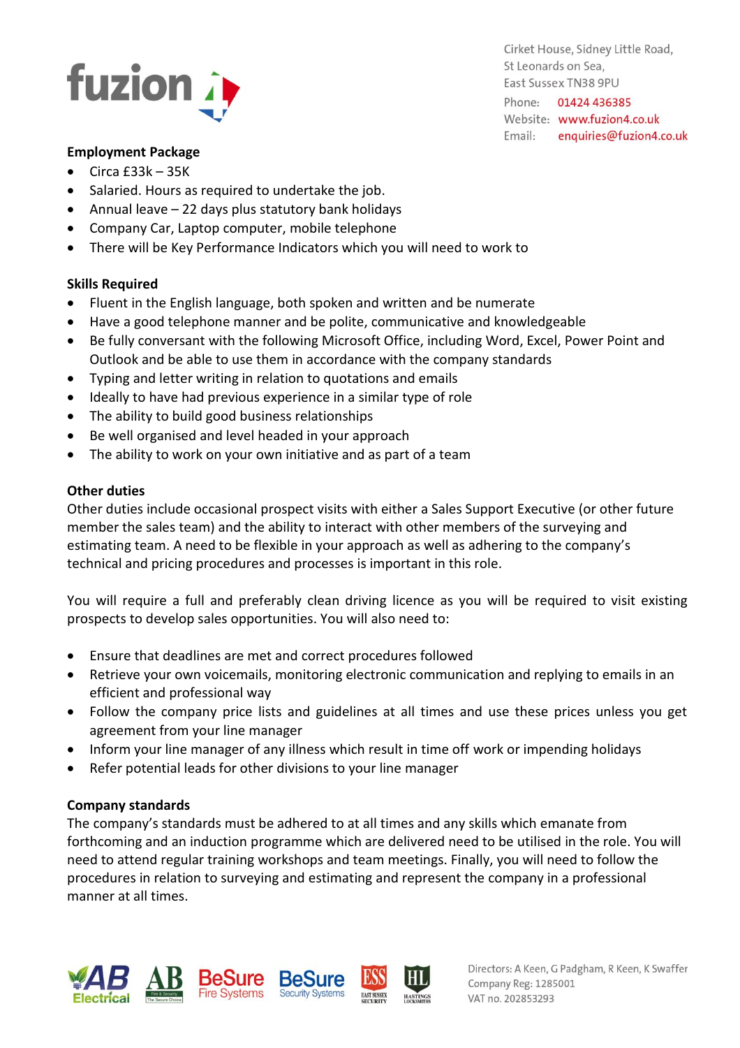## Employment Package

- Circa £33k – 35K
- Salaried. Hours as required to undertake the job.
- Annual leave – 22 days plus statutory bank holidays
- Company Car, Laptop computer, mobile telephone
- There will be Key Performance Indicators which you will need to work to

## Skills Required

- Fluent in the English language, both spoken and written and be numerate
- Have a good telephone manner and be polite, communicative and knowledgeable
- Be fully conversant with the following Microsoft Office, including Word, Excel, Power Point and Outlook and be able to use them in accordance with the company standards
- Typing and letter writing in relation to quotations and emails
- Ideally to have had previous experience in a similar type of role
- The ability to build good business relationships
- Be well organised and level headed in your approach
- The ability to work on your own initiative and as part of a team

## Other duties

Other duties include occasional prospect visits with either a Sales Support Executive (or other future member the sales team) and the ability to interact with other members of the surveying and estimating team. A need to be flexible in your approach as well as adhering to the company's technical and pricing procedures and processes is important in this role.

You will require a full and preferably clean driving licence as you will be required to visit existing prospects to develop sales opportunities. You will also need to:

- Ensure that deadlines are met and correct procedures followed
- Retrieve your own voicemails, monitoring electronic communication and replying to emails in an efficient and professional way
- Follow the company price lists and guidelines at all times and use these prices unless you get agreement from your line manager
- Inform your line manager of any illness which result in time off work or impending holidays
- Refer potential leads for other divisions to your line manager

## Company standards

The company's standards must be adhered to at all times and any skills which emanate from forthcoming and an induction programme which are delivered need to be utilised in the role. You will need to attend regular training workshops and team meetings. Finally, you will need to follow the procedures in relation to surveying and estimating and represent the company in a professional manner at all times.